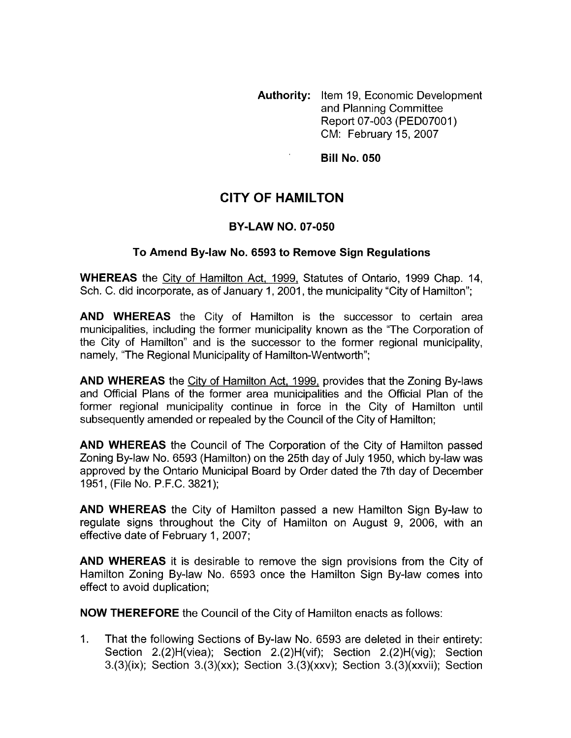**Authority:** Item 19, Economic Development and Planning Committee Report 07-003 (PED07001) CM: February 15, 2007

**Bill No. 050**

# CITY OF HAMILTON

## BY-LAW NO. 07-050

### To Amend By-law No. 6593 to Remove Sign Regulations

**WHEREAS** the City of Hamilton Act, 1999, Statutes of Ontario, 1999 Chap. 14, Sch. C. did incorporate, as of January 1, 2001, the municipality "City of Hamilton";

**AND WHEREAS** the City of Hamilton is the successor to certain area municipalities, including the former municipality known as the "The Corporation of the City of Hamilton" and is the successor to the former regional municipality, namely, "The Regional Municipality of Hamilton-Wentworth";

**AND WHEREAS** the City of Hamilton Act, 1999, provides that the Zoning By-laws and Official Plans of the former area municipalities and the Official Plan of the former regional municipality continue in force in the City of Hamilton until subsequently amended or repealed by the Council of the City of Hamilton;

**AND WHEREAS** the Council of The Corporation of the City of Hamilton passed Zoning By-law No. 6593 (Hamilton) on the 25th day of July 1950, which by-law was approved by the Ontario Municipal Board by Order dated the 7th day of December 1951, (File No. P.F.C. 3821);

**AND WHEREAS** the City of Hamilton passed a new Hamilton Sign By-law to regulate signs throughout the City of Hamilton on August 9, 2006, with an effective date of February 1, 2007;

**AND WHEREAS** it is desirable to remove the sign provisions from the City of Hamilton Zoning By-law No. 6593 once the Hamilton Sign By-law comes into effect to avoid duplication;

**NOW THEREFORE** the Council of the City of Hamilton enacts as follows:

1. That the following Sections of By-law No. 6593 are deleted in their entirety: Section 2.(2)H(viea); Section 2.(2)H(vif); Section 2.(2)H(vig); Section 3.(3)(ix); Section 3.(3)(xx); Section 3.(3)(xxv); Section 3.(3)(xxvii); Section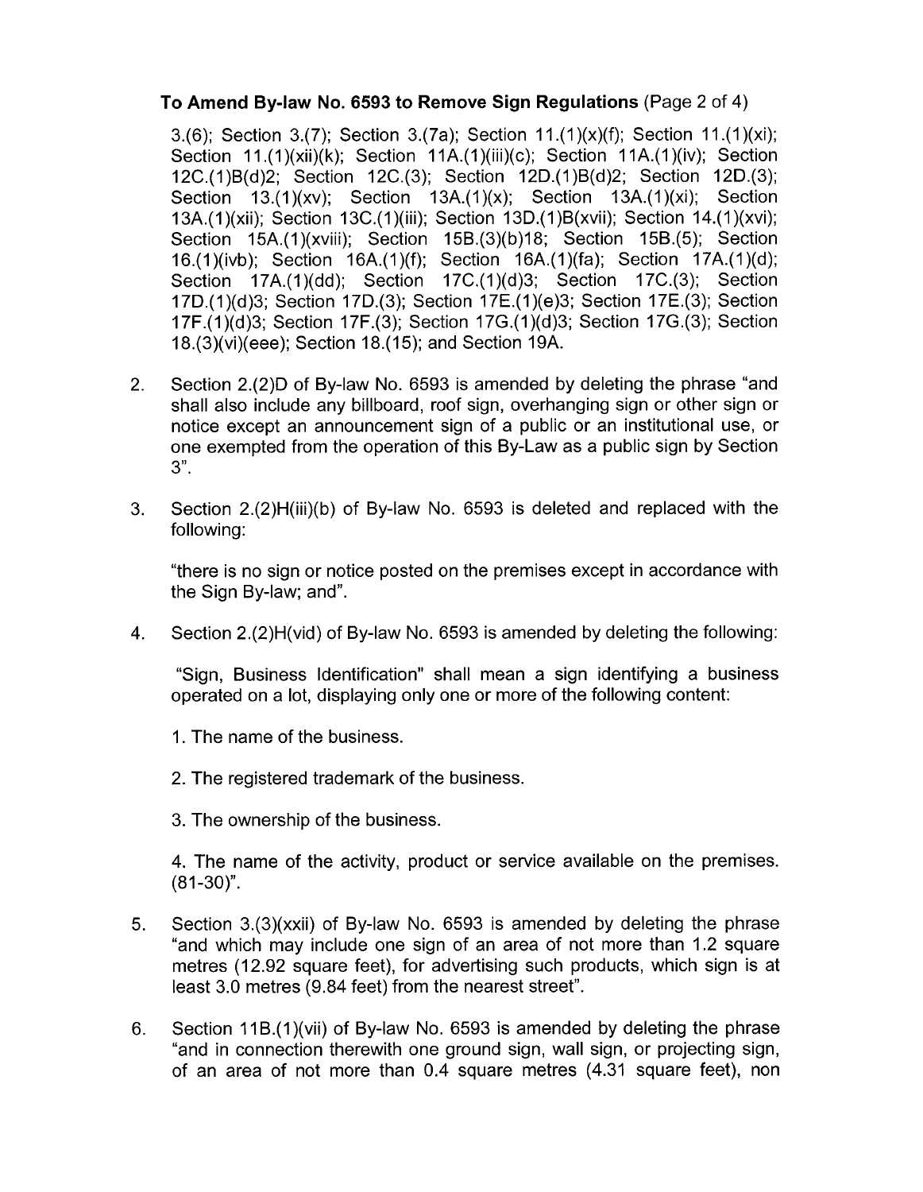**To Amend By-law No. 6593 to Remove Sign Regulations** (Page 2 of 4)

3.(6); Section 3.(7); Section 3.(7a); Section 11.(1)(x)(f); Section 11.(1)(xi); Section 11.(1)(xii)(k); Section 11A.(1)(iii)(c); Section 11A.(1)(iv); Section 12C.(1)B(d)2; Section 12C.(3); Section 12D.(1)B(d)2; Section 12D.(3); Section 13.(1)(xv); Section 13A.(1)(x); Section 13A.(1)(xi); Section 13A.(1)(xii); Section 13C.(1)(iii); Section 13D.(1)B(xvii); Section 14.(1)(xvi); Section 15A.(1)(xviii); Section 15B.(3)(b)18; Section 15B.(5); Section 16.(1)(ivb); Section 16A.(1)(f); Section 16A.(1)(fa); Section 17A.(1)(d); Section 17A.(1)(dd); Section 17C.(1)(d)3; Section 17C.(3); Section 17D.(1)(d)3; Section 17D.(3); Section 17E.(1)(e)3; Section 17E.(3); Section 17F.(1)(d)3; Section 17F.(3); Section 17G.(1)(d)3; Section 17G.(3); Section 18.(3)(vi)(eee); Section 18.(15); and Section 19A.

2. Section 2.(2)D of By-law No. 6593 is amended by deleting the phrase "and shall also include any billboard, roof sign, overhanging sign or other sign or notice except an announcement sign of a public or an institutional use, or one exempted from the operation of this By-Law as a public sign by Section 3".

3. Section 2.(2)H(iii)(b) of By-law No. 6593 is deleted and replaced with the following:

   "there is no sign or notice posted on the premises except in accordance with the Sign By-law; and".

4. Section 2.(2)H(vid) of By-law No. 6593 is amended by deleting the following:

   "Sign, Business Identification" shall mean a sign identifying a business operated on a lot, displaying only one or more of the following content:

   1. The name of the business.

   2. The registered trademark of the business.

   3. The ownership of the business.

   4. The name of the activity, product or service available on the premises. (81-30)".

5. Section 3.(3)(xxii) of By-law No. 6593 is amended by deleting the phrase "and which may include one sign of an area of not more than 1.2 square metres (12.92 square feet), for advertising such products, which sign is at least 3.0 metres (9.84 feet) from the nearest street".

6. Section 11B.(1)(vii) of By-law No. 6593 is amended by deleting the phrase "and in connection therewith one ground sign, wall sign, or projecting sign, of an area of not more than 0.4 square metres (4.31 square feet), non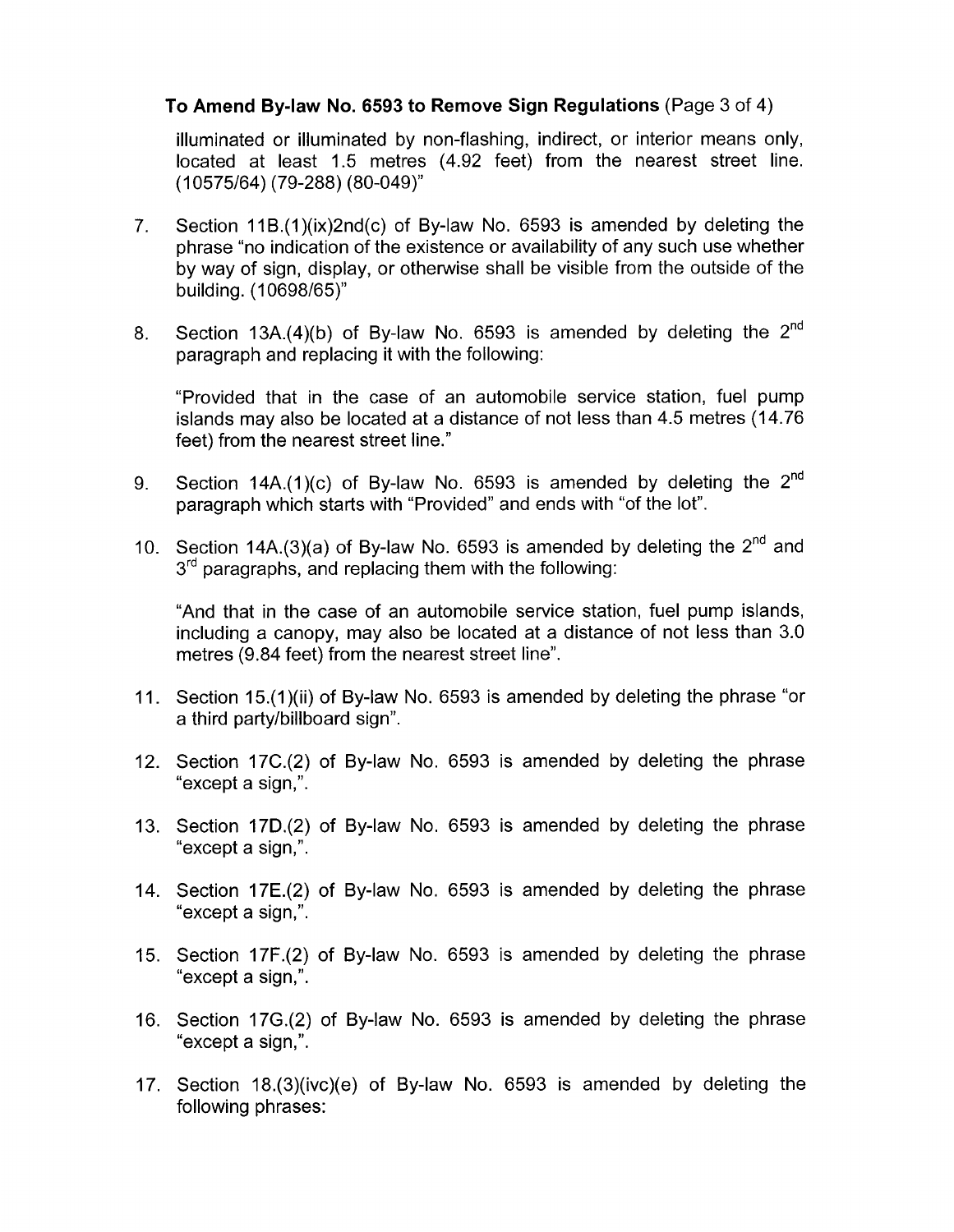illuminated or illuminated by non-flashing, indirect, or interior means only, located at least 1.5 metres (4.92 feet) from the nearest street line. (10575/64) (79-288) (80-049)"

7. Section 11B.(1)(ix)2nd(c) of By-law No. 6593 is amended by deleting the phrase "no indication of the existence or availability of any such use whether by way of sign, display, or otherwise shall be visible from the outside of the building. (10698/65)"

8. Section 13A.(4)(b) of By-law No. 6593 is amended by deleting the 2nd paragraph and replacing it with the following:

   "Provided that in the case of an automobile service station, fuel pump islands may also be located at a distance of not less than 4.5 metres (14.76 feet) from the nearest street line."

9. Section 14A.(1)(c) of By-law No. 6593 is amended by deleting the 2nd paragraph which starts with "Provided" and ends with "of the lot".

10. Section 14A.(3)(a) of By-law No. 6593 is amended by deleting the 2nd and 3rd paragraphs, and replacing them with the following:

    "And that in the case of an automobile service station, fuel pump islands, including a canopy, may also be located at a distance of not less than 3.0 metres (9.84 feet) from the nearest street line".

11. Section 15.(1)(ii) of By-law No. 6593 is amended by deleting the phrase "or a third party/billboard sign".

12. Section 17C.(2) of By-law No. 6593 is amended by deleting the phrase "except a sign,".

13. Section 17D.(2) of By-law No. 6593 is amended by deleting the phrase "except a sign,".

14. Section 17E.(2) of By-law No. 6593 is amended by deleting the phrase "except a sign,".

15. Section 17F.(2) of By-law No. 6593 is amended by deleting the phrase "except a sign,".

16. Section 17G.(2) of By-law No. 6593 is amended by deleting the phrase "except a sign,".

17. Section 18.(3)(ivc)(e) of By-law No. 6593 is amended by deleting the following phrases: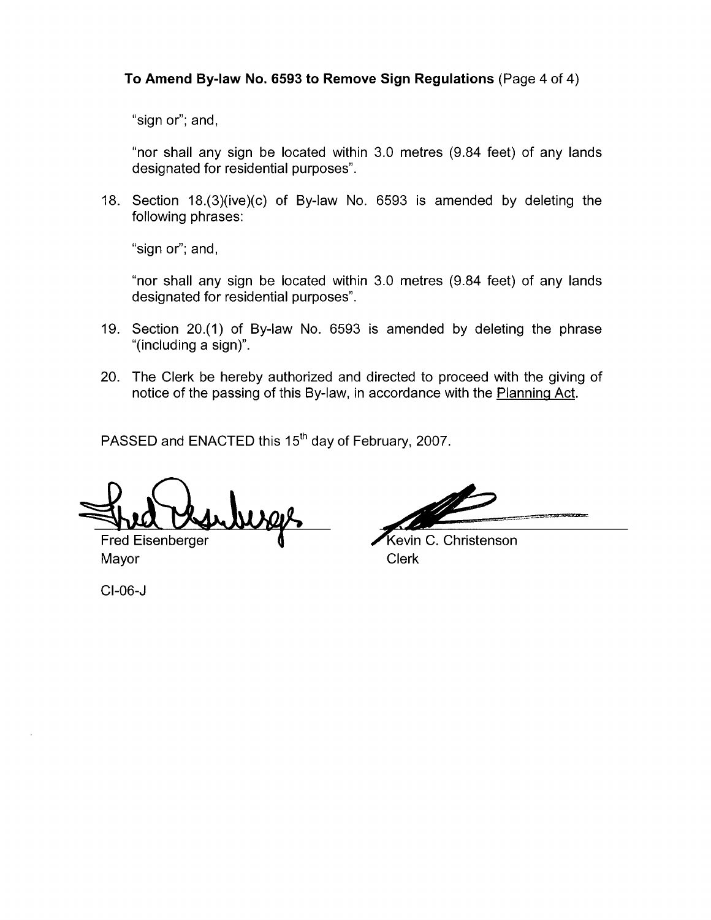"sign or"; and,

"nor shall any sign be located within 3.0 metres (9.84 feet) of any lands designated for residential purposes".

18. Section 18.(3)(ive)(c) of By-law No. 6593 is amended by deleting the following phrases:

    "sign or"; and,

    "nor shall any sign be located within 3.0 metres (9.84 feet) of any lands designated for residential purposes".

19. Section 20.(1) of By-law No. 6593 is amended by deleting the phrase "(including a sign)".

20. The Clerk be hereby authorized and directed to proceed with the giving of notice of the passing of this By-law, in accordance with the Planning Act.

PASSED and ENACTED this 15th day of February, 2007.

| | |
|---|---|
| Fred Eisenberger | Kevin C. Christenson |
| Mayor | Clerk |

CI-06-J